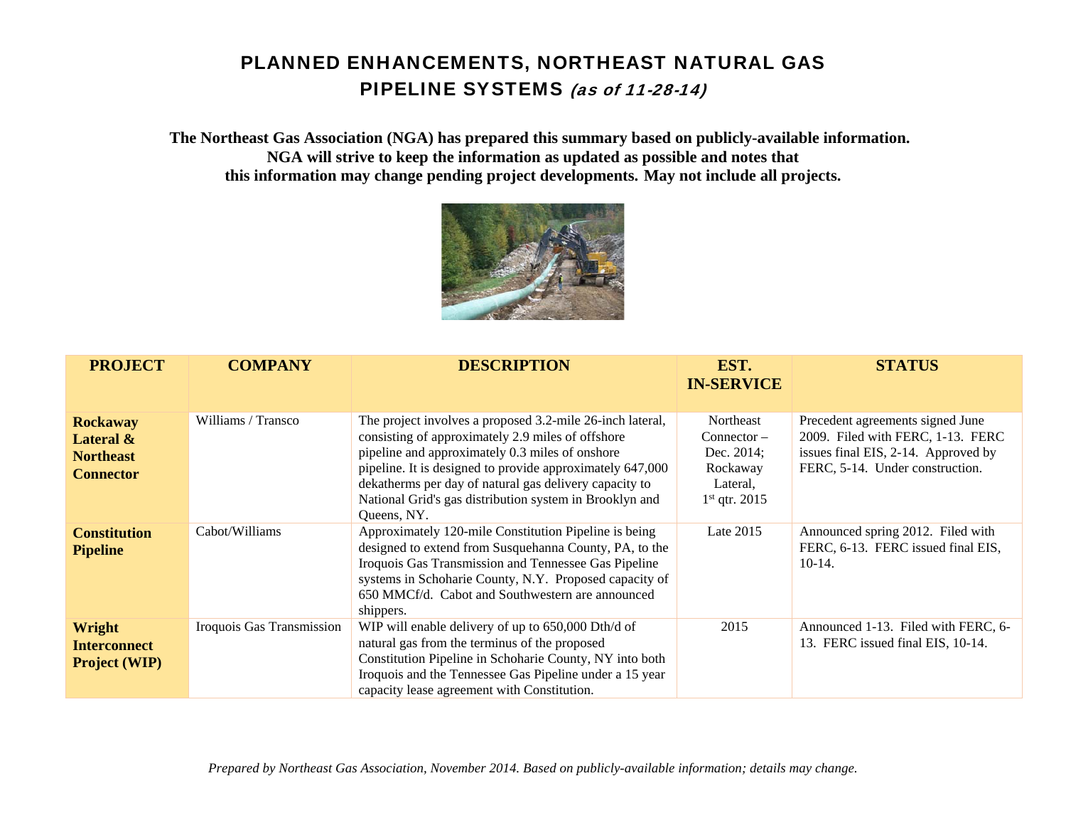# PLANNED ENHANCEMENTS, NORTHEAST NATURAL GAS PIPELINE SYSTEMS *(as of 11-28-14)*

**The Northeast Gas Association (NGA) has prepared this summary based on publicly-available information. NGA will strive to keep the information as updated as possible and notes that this information may change pending project developments. May not include all projects.**

| PROJECT | COMPANY | DESCRIPTION | EST. IN-SERVICE | STATUS |
|---|---|---|---|---|
| **Rockaway Lateral & Northeast Connector** | Williams / Transco | The project involves a proposed 3.2-mile 26-inch lateral, consisting of approximately 2.9 miles of offshore pipeline and approximately 0.3 miles of onshore pipeline. It is designed to provide approximately 647,000 dekatherms per day of natural gas delivery capacity to National Grid's gas distribution system in Brooklyn and Queens, NY. | Northeast Connector – Dec. 2014; Rockaway Lateral, 1st qtr. 2015 | Precedent agreements signed June 2009. Filed with FERC, 1-13. FERC issues final EIS, 2-14. Approved by FERC, 5-14. Under construction. |
| **Constitution Pipeline** | Cabot/Williams | Approximately 120-mile Constitution Pipeline is being designed to extend from Susquehanna County, PA, to the Iroquois Gas Transmission and Tennessee Gas Pipeline systems in Schoharie County, N.Y. Proposed capacity of 650 MMCf/d. Cabot and Southwestern are announced shippers. | Late 2015 | Announced spring 2012. Filed with FERC, 6-13. FERC issued final EIS, 10-14. |
| **Wright Interconnect Project (WIP)** | Iroquois Gas Transmission | WIP will enable delivery of up to 650,000 Dth/d of natural gas from the terminus of the proposed Constitution Pipeline in Schoharie County, NY into both Iroquois and the Tennessee Gas Pipeline under a 15 year capacity lease agreement with Constitution. | 2015 | Announced 1-13. Filed with FERC, 6-13. FERC issued final EIS, 10-14. |

*Prepared by Northeast Gas Association, November 2014. Based on publicly-available information; details may change.*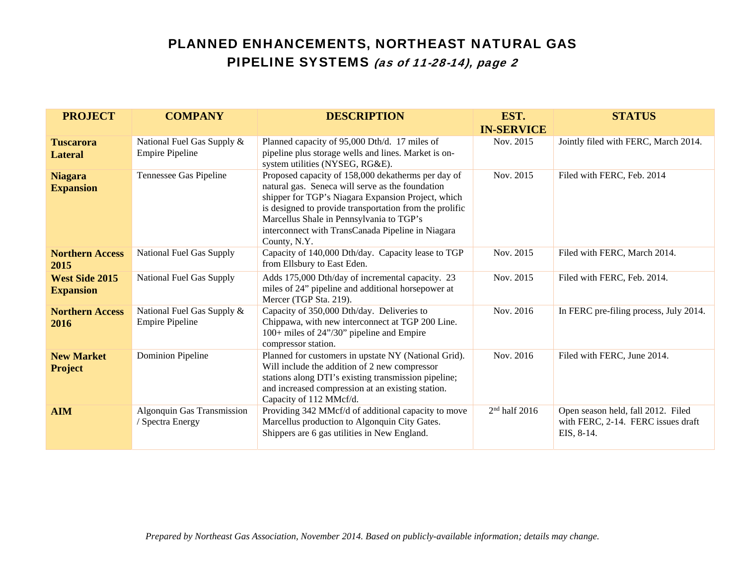# PLANNED ENHANCEMENTS, NORTHEAST NATURAL GAS PIPELINE SYSTEMS *(as of 11-28-14), page 2*

| PROJECT | COMPANY | DESCRIPTION | EST. IN-SERVICE | STATUS |
|---|---|---|---|---|
| **Tuscarora Lateral** | National Fuel Gas Supply & Empire Pipeline | Planned capacity of 95,000 Dth/d. 17 miles of pipeline plus storage wells and lines. Market is on-system utilities (NYSEG, RG&E). | Nov. 2015 | Jointly filed with FERC, March 2014. |
| **Niagara Expansion** | Tennessee Gas Pipeline | Proposed capacity of 158,000 dekatherms per day of natural gas. Seneca will serve as the foundation shipper for TGP's Niagara Expansion Project, which is designed to provide transportation from the prolific Marcellus Shale in Pennsylvania to TGP's interconnect with TransCanada Pipeline in Niagara County, N.Y. | Nov. 2015 | Filed with FERC, Feb. 2014 |
| **Northern Access 2015** | National Fuel Gas Supply | Capacity of 140,000 Dth/day. Capacity lease to TGP from Ellsbury to East Eden. | Nov. 2015 | Filed with FERC, March 2014. |
| **West Side 2015 Expansion** | National Fuel Gas Supply | Adds 175,000 Dth/day of incremental capacity. 23 miles of 24" pipeline and additional horsepower at Mercer (TGP Sta. 219). | Nov. 2015 | Filed with FERC, Feb. 2014. |
| **Northern Access 2016** | National Fuel Gas Supply & Empire Pipeline | Capacity of 350,000 Dth/day. Deliveries to Chippawa, with new interconnect at TGP 200 Line. 100+ miles of 24"/30" pipeline and Empire compressor station. | Nov. 2016 | In FERC pre-filing process, July 2014. |
| **New Market Project** | Dominion Pipeline | Planned for customers in upstate NY (National Grid). Will include the addition of 2 new compressor stations along DTI's existing transmission pipeline; and increased compression at an existing station. Capacity of 112 MMcf/d. | Nov. 2016 | Filed with FERC, June 2014. |
| **AIM** | Algonquin Gas Transmission / Spectra Energy | Providing 342 MMcf/d of additional capacity to move Marcellus production to Algonquin City Gates. Shippers are 6 gas utilities in New England. | 2nd half 2016 | Open season held, fall 2012. Filed with FERC, 2-14. FERC issues draft EIS, 8-14. |

*Prepared by Northeast Gas Association, November 2014. Based on publicly-available information; details may change.*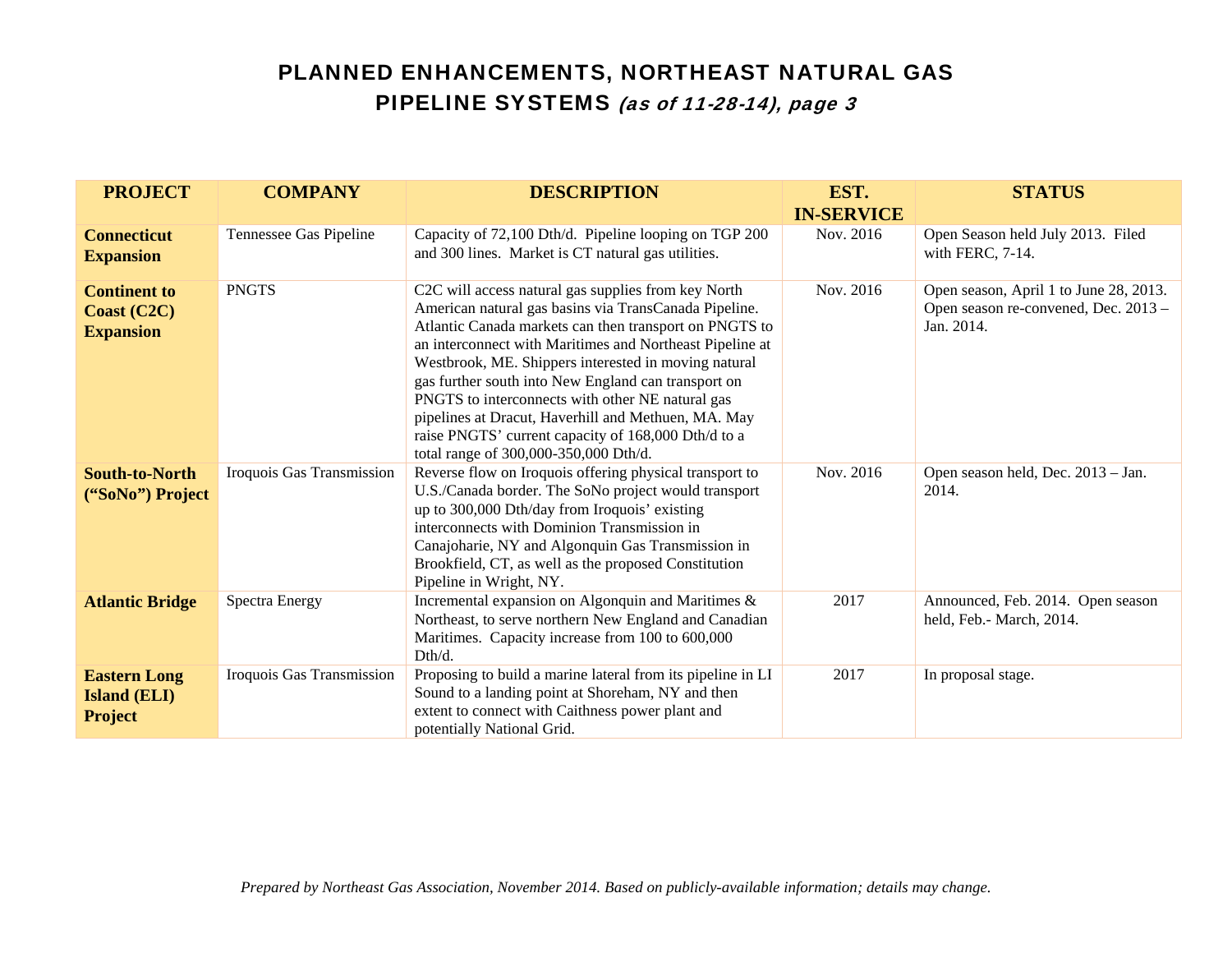# PLANNED ENHANCEMENTS, NORTHEAST NATURAL GAS PIPELINE SYSTEMS *(as of 11-28-14), page 3*

| PROJECT | COMPANY | DESCRIPTION | EST. IN-SERVICE | STATUS |
|---|---|---|---|---|
| **Connecticut Expansion** | Tennessee Gas Pipeline | Capacity of 72,100 Dth/d. Pipeline looping on TGP 200 and 300 lines. Market is CT natural gas utilities. | Nov. 2016 | Open Season held July 2013. Filed with FERC, 7-14. |
| **Continent to Coast (C2C) Expansion** | PNGTS | C2C will access natural gas supplies from key North American natural gas basins via TransCanada Pipeline. Atlantic Canada markets can then transport on PNGTS to an interconnect with Maritimes and Northeast Pipeline at Westbrook, ME. Shippers interested in moving natural gas further south into New England can transport on PNGTS to interconnects with other NE natural gas pipelines at Dracut, Haverhill and Methuen, MA. May raise PNGTS' current capacity of 168,000 Dth/d to a total range of 300,000-350,000 Dth/d. | Nov. 2016 | Open season, April 1 to June 28, 2013. Open season re-convened, Dec. 2013 – Jan. 2014. |
| **South-to-North ("SoNo") Project** | Iroquois Gas Transmission | Reverse flow on Iroquois offering physical transport to U.S./Canada border. The SoNo project would transport up to 300,000 Dth/day from Iroquois' existing interconnects with Dominion Transmission in Canajoharie, NY and Algonquin Gas Transmission in Brookfield, CT, as well as the proposed Constitution Pipeline in Wright, NY. | Nov. 2016 | Open season held, Dec. 2013 – Jan. 2014. |
| **Atlantic Bridge** | Spectra Energy | Incremental expansion on Algonquin and Maritimes & Northeast, to serve northern New England and Canadian Maritimes. Capacity increase from 100 to 600,000 Dth/d. | 2017 | Announced, Feb. 2014. Open season held, Feb.- March, 2014. |
| **Eastern Long Island (ELI) Project** | Iroquois Gas Transmission | Proposing to build a marine lateral from its pipeline in LI Sound to a landing point at Shoreham, NY and then extent to connect with Caithness power plant and potentially National Grid. | 2017 | In proposal stage. |

*Prepared by Northeast Gas Association, November 2014. Based on publicly-available information; details may change.*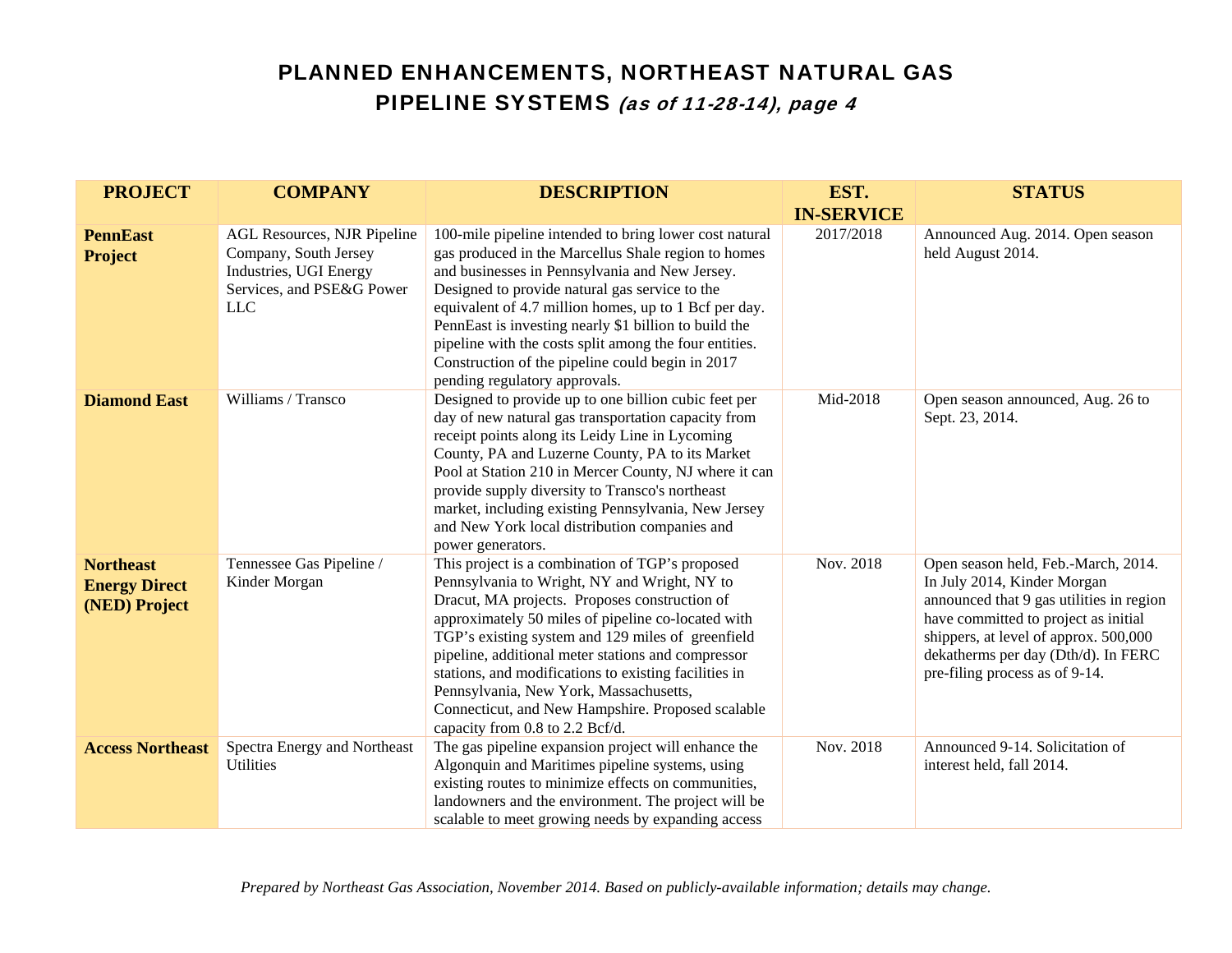# PLANNED ENHANCEMENTS, NORTHEAST NATURAL GAS PIPELINE SYSTEMS *(as of 11-28-14), page 4*

| PROJECT | COMPANY | DESCRIPTION | EST. IN-SERVICE | STATUS |
|---|---|---|---|---|
| **PennEast Project** | AGL Resources, NJR Pipeline Company, South Jersey Industries, UGI Energy Services, and PSE&G Power LLC | 100-mile pipeline intended to bring lower cost natural gas produced in the Marcellus Shale region to homes and businesses in Pennsylvania and New Jersey. Designed to provide natural gas service to the equivalent of 4.7 million homes, up to 1 Bcf per day. PennEast is investing nearly $1 billion to build the pipeline with the costs split among the four entities. Construction of the pipeline could begin in 2017 pending regulatory approvals. | 2017/2018 | Announced Aug. 2014. Open season held August 2014. |
| **Diamond East** | Williams / Transco | Designed to provide up to one billion cubic feet per day of new natural gas transportation capacity from receipt points along its Leidy Line in Lycoming County, PA and Luzerne County, PA to its Market Pool at Station 210 in Mercer County, NJ where it can provide supply diversity to Transco's northeast market, including existing Pennsylvania, New Jersey and New York local distribution companies and power generators. | Mid-2018 | Open season announced, Aug. 26 to Sept. 23, 2014. |
| **Northeast Energy Direct (NED) Project** | Tennessee Gas Pipeline / Kinder Morgan | This project is a combination of TGP's proposed Pennsylvania to Wright, NY and Wright, NY to Dracut, MA projects. Proposes construction of approximately 50 miles of pipeline co-located with TGP's existing system and 129 miles of greenfield pipeline, additional meter stations and compressor stations, and modifications to existing facilities in Pennsylvania, New York, Massachusetts, Connecticut, and New Hampshire. Proposed scalable capacity from 0.8 to 2.2 Bcf/d. | Nov. 2018 | Open season held, Feb.-March, 2014. In July 2014, Kinder Morgan announced that 9 gas utilities in region have committed to project as initial shippers, at level of approx. 500,000 dekatherms per day (Dth/d). In FERC pre-filing process as of 9-14. |
| **Access Northeast** | Spectra Energy and Northeast Utilities | The gas pipeline expansion project will enhance the Algonquin and Maritimes pipeline systems, using existing routes to minimize effects on communities, landowners and the environment. The project will be scalable to meet growing needs by expanding access | Nov. 2018 | Announced 9-14. Solicitation of interest held, fall 2014. |

*Prepared by Northeast Gas Association, November 2014. Based on publicly-available information; details may change.*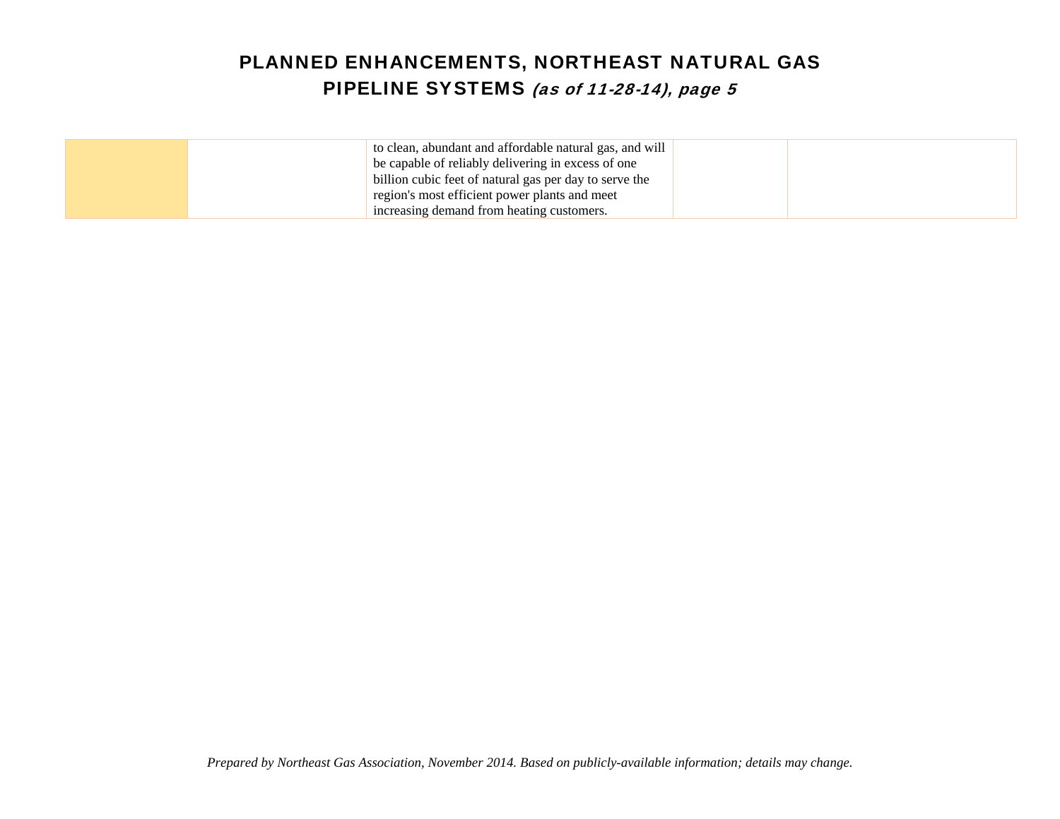# PLANNED ENHANCEMENTS, NORTHEAST NATURAL GAS PIPELINE SYSTEMS *(as of 11-28-14), page 5*

| | | | | |
|---|---|---|---|---|
| | | to clean, abundant and affordable natural gas, and will be capable of reliably delivering in excess of one billion cubic feet of natural gas per day to serve the region's most efficient power plants and meet increasing demand from heating customers. | | |

*Prepared by Northeast Gas Association, November 2014. Based on publicly-available information; details may change.*